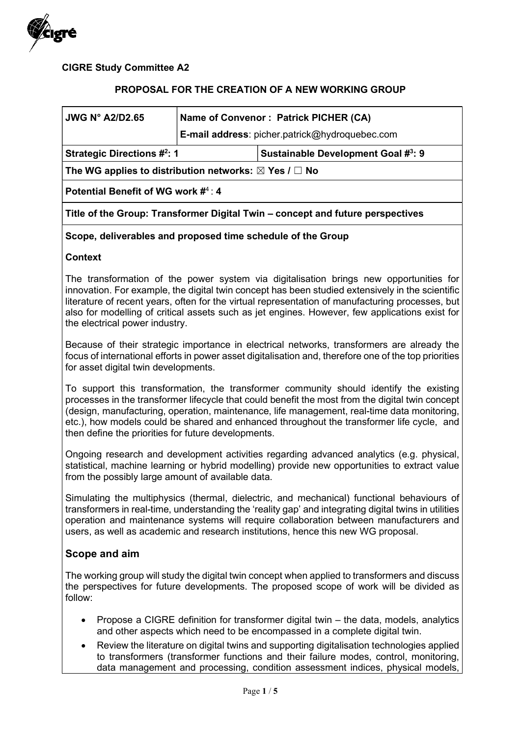**CIGRE Study Committee A2**

**PROPOSAL FOR THE CREATION OF A NEW WORKING GROUP**

| **JWG N° A2/D2.65** | **Name of Convenor : Patrick PICHER (CA)**<br>**E-mail address**: picher.patrick@hydroquebec.com | |
|---|---|---|
| **Strategic Directions #[2]: 1** | | **Sustainable Development Goal #[3]: 9** |
| **The WG applies to distribution networks: ☒ Yes / ☐ No** | | |
| **Potential Benefit of WG work #[4] : 4** | | |
| **Title of the Group: Transformer Digital Twin – concept and future perspectives** | | |

**Scope, deliverables and proposed time schedule of the Group**

**Context**

The transformation of the power system via digitalisation brings new opportunities for innovation. For example, the digital twin concept has been studied extensively in the scientific literature of recent years, often for the virtual representation of manufacturing processes, but also for modelling of critical assets such as jet engines. However, few applications exist for the electrical power industry.

Because of their strategic importance in electrical networks, transformers are already the focus of international efforts in power asset digitalisation and, therefore one of the top priorities for asset digital twin developments.

To support this transformation, the transformer community should identify the existing processes in the transformer lifecycle that could benefit the most from the digital twin concept (design, manufacturing, operation, maintenance, life management, real-time data monitoring, etc.), how models could be shared and enhanced throughout the transformer life cycle, and then define the priorities for future developments.

Ongoing research and development activities regarding advanced analytics (e.g. physical, statistical, machine learning or hybrid modelling) provide new opportunities to extract value from the possibly large amount of available data.

Simulating the multiphysics (thermal, dielectric, and mechanical) functional behaviours of transformers in real-time, understanding the 'reality gap' and integrating digital twins in utilities operation and maintenance systems will require collaboration between manufacturers and users, as well as academic and research institutions, hence this new WG proposal.

## Scope and aim

The working group will study the digital twin concept when applied to transformers and discuss the perspectives for future developments. The proposed scope of work will be divided as follow:

- Propose a CIGRE definition for transformer digital twin – the data, models, analytics and other aspects which need to be encompassed in a complete digital twin.
- Review the literature on digital twins and supporting digitalisation technologies applied to transformers (transformer functions and their failure modes, control, monitoring, data management and processing, condition assessment indices, physical models,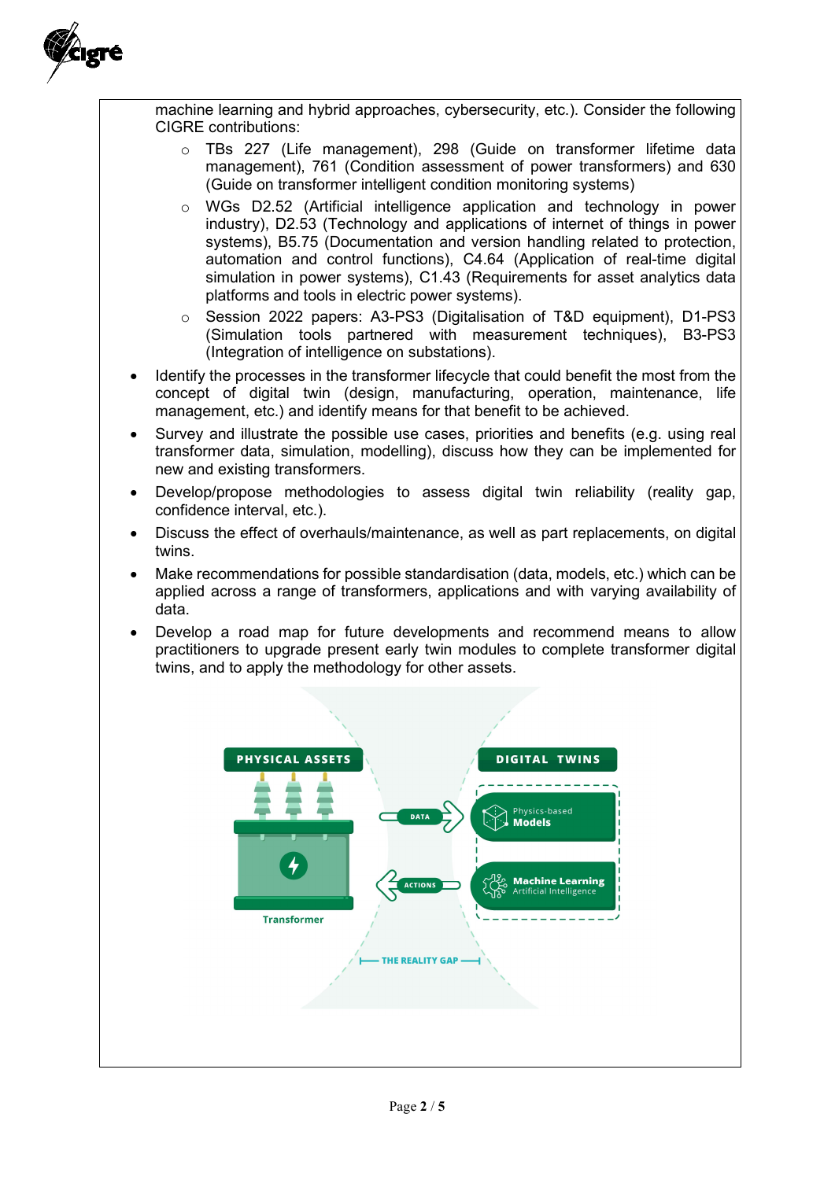machine learning and hybrid approaches, cybersecurity, etc.). Consider the following CIGRE contributions:

  - TBs 227 (Life management), 298 (Guide on transformer lifetime data management), 761 (Condition assessment of power transformers) and 630 (Guide on transformer intelligent condition monitoring systems)
  - WGs D2.52 (Artificial intelligence application and technology in power industry), D2.53 (Technology and applications of internet of things in power systems), B5.75 (Documentation and version handling related to protection, automation and control functions), C4.64 (Application of real-time digital simulation in power systems), C1.43 (Requirements for asset analytics data platforms and tools in electric power systems).
  - Session 2022 papers: A3-PS3 (Digitalisation of T&D equipment), D1-PS3 (Simulation tools partnered with measurement techniques), B3-PS3 (Integration of intelligence on substations).

- Identify the processes in the transformer lifecycle that could benefit the most from the concept of digital twin (design, manufacturing, operation, maintenance, life management, etc.) and identify means for that benefit to be achieved.
- Survey and illustrate the possible use cases, priorities and benefits (e.g. using real transformer data, simulation, modelling), discuss how they can be implemented for new and existing transformers.
- Develop/propose methodologies to assess digital twin reliability (reality gap, confidence interval, etc.).
- Discuss the effect of overhauls/maintenance, as well as part replacements, on digital twins.
- Make recommendations for possible standardisation (data, models, etc.) which can be applied across a range of transformers, applications and with varying availability of data.
- Develop a road map for future developments and recommend means to allow practitioners to upgrade present early twin modules to complete transformer digital twins, and to apply the methodology for other assets.

PHYSICAL ASSETS — Transformer

DATA → / ← ACTIONS

DIGITAL TWINS — Physics-based Models; Machine Learning Artificial Intelligence

THE REALITY GAP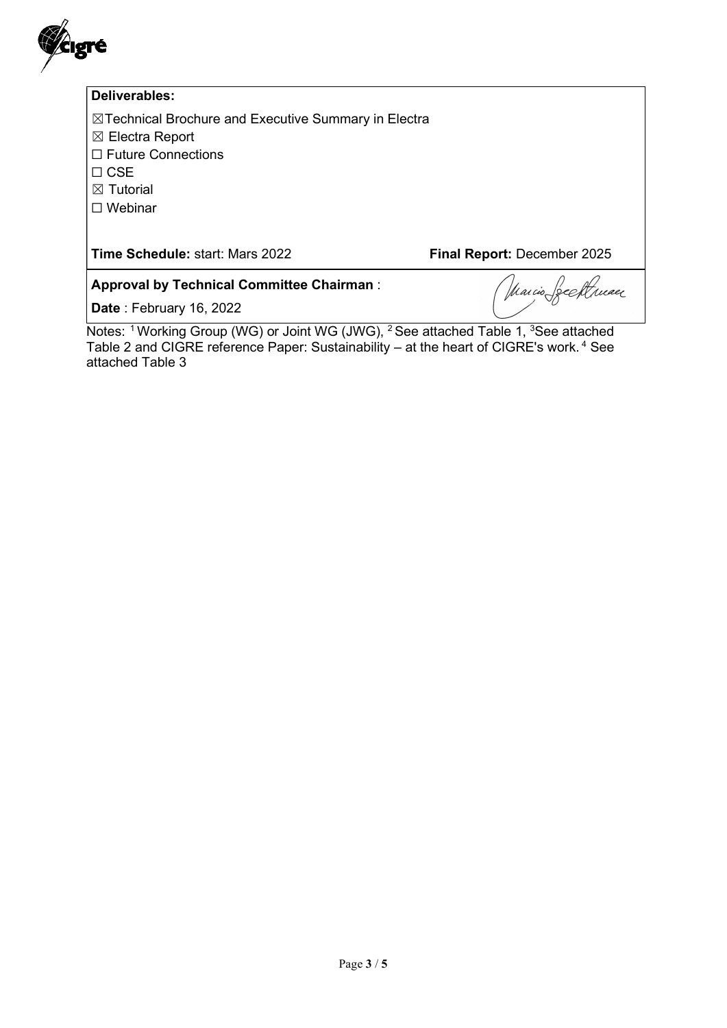**Deliverables:**

☒Technical Brochure and Executive Summary in Electra
☒ Electra Report
☐ Future Connections
☐ CSE
☒ Tutorial
☐ Webinar

**Time Schedule:** start: Mars 2022 **Final Report:** December 2025

**Approval by Technical Committee Chairman** :

**Date** : February 16, 2022

Notes: [1] Working Group (WG) or Joint WG (JWG), [2] See attached Table 1, [3]See attached Table 2 and CIGRE reference Paper: Sustainability – at the heart of CIGRE's work. [4] See attached Table 3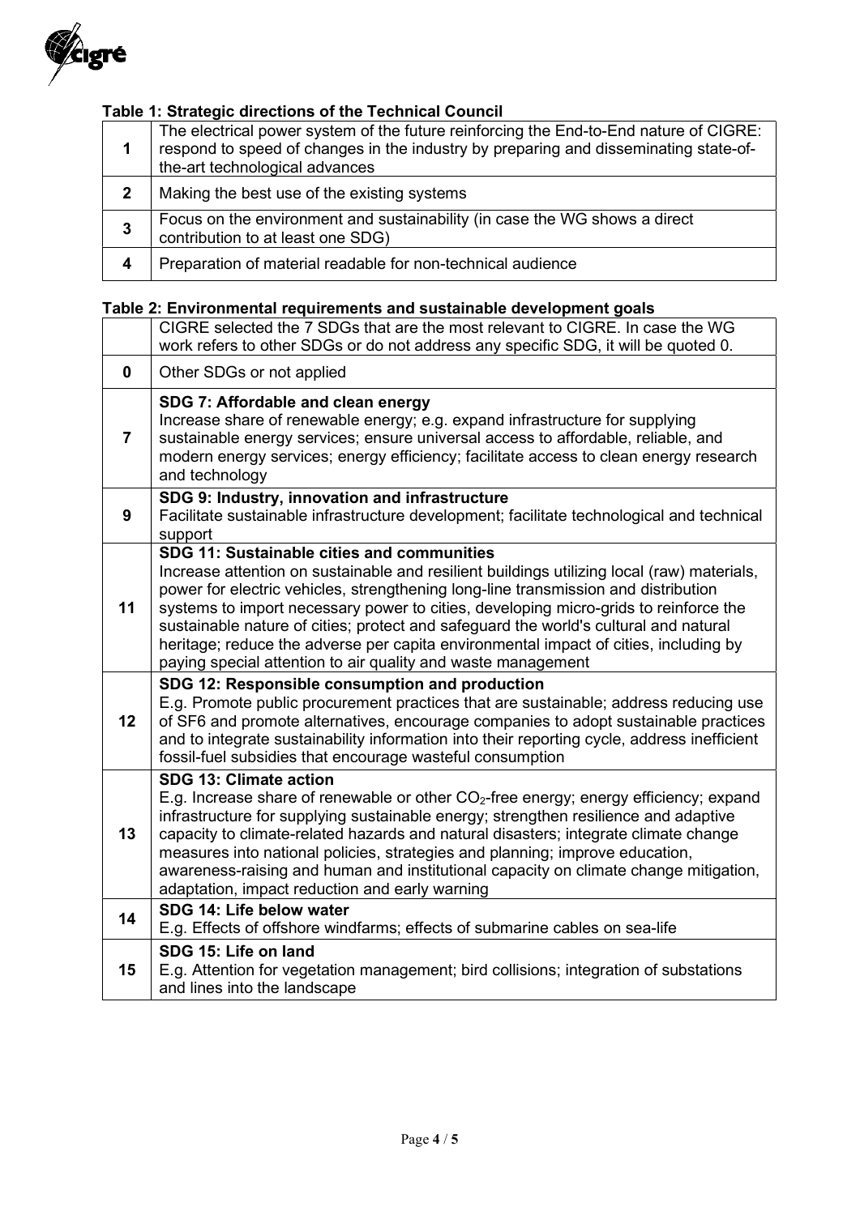**Table 1: Strategic directions of the Technical Council**

| | |
|---|---|
| **1** | The electrical power system of the future reinforcing the End-to-End nature of CIGRE: respond to speed of changes in the industry by preparing and disseminating state-of-the-art technological advances |
| **2** | Making the best use of the existing systems |
| **3** | Focus on the environment and sustainability (in case the WG shows a direct contribution to at least one SDG) |
| **4** | Preparation of material readable for non-technical audience |

**Table 2: Environmental requirements and sustainable development goals**

| | |
|---|---|
| | CIGRE selected the 7 SDGs that are the most relevant to CIGRE. In case the WG work refers to other SDGs or do not address any specific SDG, it will be quoted 0. |
| **0** | Other SDGs or not applied |
| **7** | **SDG 7: Affordable and clean energy** Increase share of renewable energy; e.g. expand infrastructure for supplying sustainable energy services; ensure universal access to affordable, reliable, and modern energy services; energy efficiency; facilitate access to clean energy research and technology |
| **9** | **SDG 9: Industry, innovation and infrastructure** Facilitate sustainable infrastructure development; facilitate technological and technical support |
| **11** | **SDG 11: Sustainable cities and communities** Increase attention on sustainable and resilient buildings utilizing local (raw) materials, power for electric vehicles, strengthening long-line transmission and distribution systems to import necessary power to cities, developing micro-grids to reinforce the sustainable nature of cities; protect and safeguard the world's cultural and natural heritage; reduce the adverse per capita environmental impact of cities, including by paying special attention to air quality and waste management |
| **12** | **SDG 12: Responsible consumption and production** E.g. Promote public procurement practices that are sustainable; address reducing use of SF6 and promote alternatives, encourage companies to adopt sustainable practices and to integrate sustainability information into their reporting cycle, address inefficient fossil-fuel subsidies that encourage wasteful consumption |
| **13** | **SDG 13: Climate action** E.g. Increase share of renewable or other $CO_2$-free energy; energy efficiency; expand infrastructure for supplying sustainable energy; strengthen resilience and adaptive capacity to climate-related hazards and natural disasters; integrate climate change measures into national policies, strategies and planning; improve education, awareness-raising and human and institutional capacity on climate change mitigation, adaptation, impact reduction and early warning |
| **14** | **SDG 14: Life below water** E.g. Effects of offshore windfarms; effects of submarine cables on sea-life |
| **15** | **SDG 15: Life on land** E.g. Attention for vegetation management; bird collisions; integration of substations and lines into the landscape |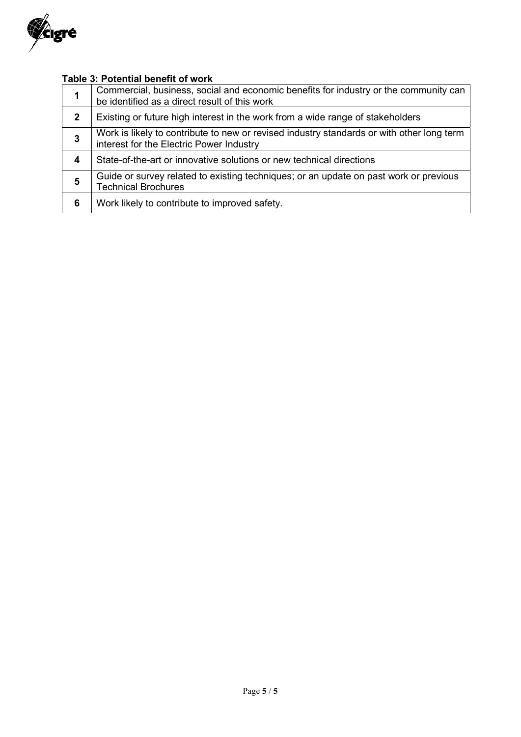**Table 3: Potential benefit of work**

| | |
|---|---|
| **1** | Commercial, business, social and economic benefits for industry or the community can be identified as a direct result of this work |
| **2** | Existing or future high interest in the work from a wide range of stakeholders |
| **3** | Work is likely to contribute to new or revised industry standards or with other long term interest for the Electric Power Industry |
| **4** | State-of-the-art or innovative solutions or new technical directions |
| **5** | Guide or survey related to existing techniques; or an update on past work or previous Technical Brochures |
| **6** | Work likely to contribute to improved safety. |